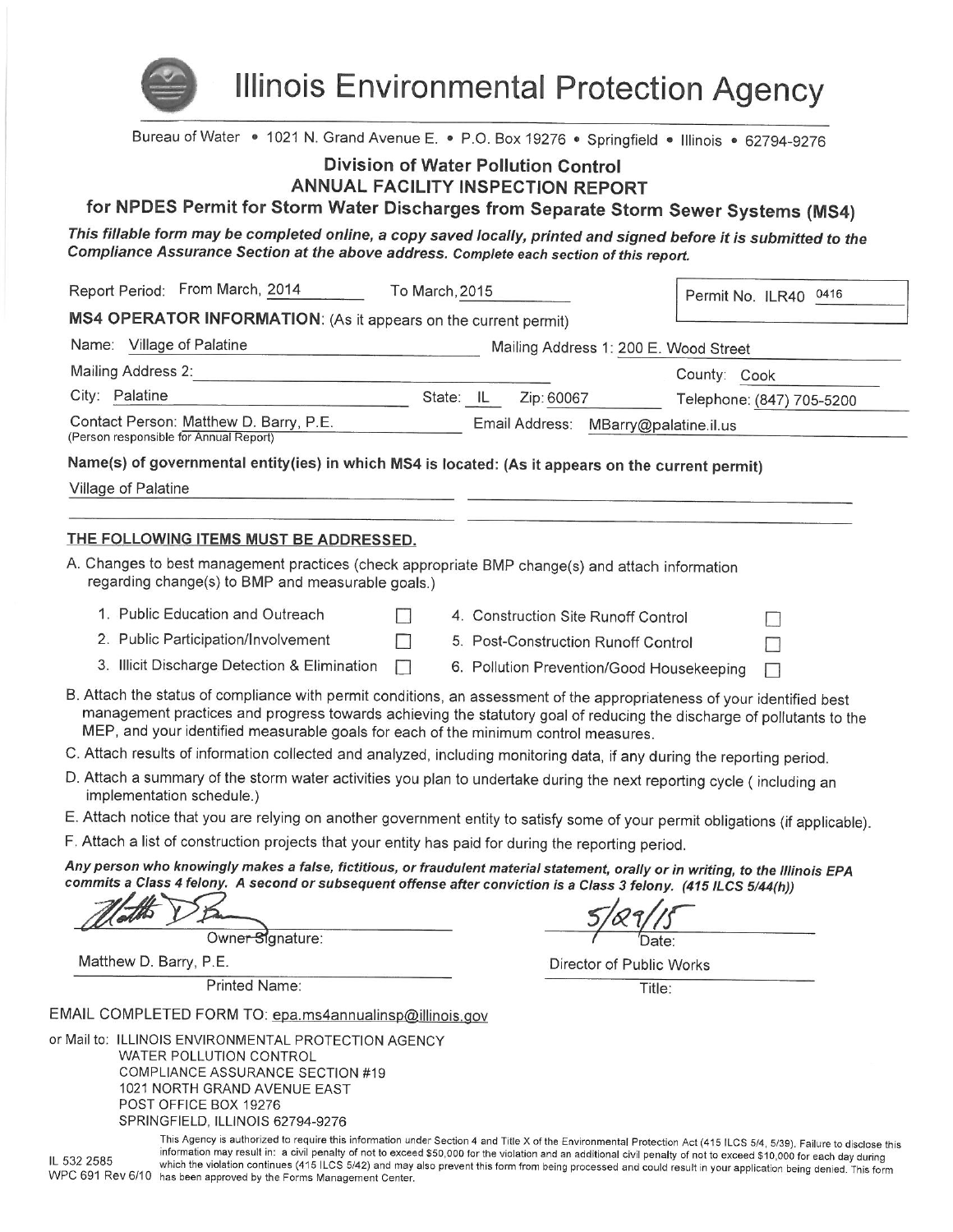# Illinois Environmental Protection Agency

Bureau of Water • 1021 N. Grand Avenue E. • P.O. Box 19276 • Springfield • Illinois • 62794-9276

## Division of Water Pollution Control
## ANNUAL FACILITY INSPECTION REPORT
## for NPDES Permit for Storm Water Discharges from Separate Storm Sewer Systems (MS4)

***This fillable form may be completed online, a copy saved locally, printed and signed before it is submitted to the Compliance Assurance Section at the above address. Complete each section of this report.***

Report Period: From March, 2014 To March, 2015

Permit No. ILR40 0416

**MS4 OPERATOR INFORMATION:** (As it appears on the current permit)

Name: Village of Palatine

Mailing Address 1: 200 E. Wood Street

Mailing Address 2:

County: Cook

City: Palatine State: IL Zip: 60067 Telephone: (847) 705-5200

Contact Person: Matthew D. Barry, P.E.
(Person responsible for Annual Report)

Email Address: MBarry@palatine.il.us

**Name(s) of governmental entity(ies) in which MS4 is located: (As it appears on the current permit)**

Village of Palatine

**THE FOLLOWING ITEMS MUST BE ADDRESSED.**

A. Changes to best management practices (check appropriate BMP change(s) and attach information regarding change(s) to BMP and measurable goals.)

1. Public Education and Outreach ☐
2. Public Participation/Involvement ☐
3. Illicit Discharge Detection & Elimination ☐
4. Construction Site Runoff Control ☐
5. Post-Construction Runoff Control ☐
6. Pollution Prevention/Good Housekeeping ☐

B. Attach the status of compliance with permit conditions, an assessment of the appropriateness of your identified best management practices and progress towards achieving the statutory goal of reducing the discharge of pollutants to the MEP, and your identified measurable goals for each of the minimum control measures.

C. Attach results of information collected and analyzed, including monitoring data, if any during the reporting period.

D. Attach a summary of the storm water activities you plan to undertake during the next reporting cycle ( including an implementation schedule.)

E. Attach notice that you are relying on another government entity to satisfy some of your permit obligations (if applicable).

F. Attach a list of construction projects that your entity has paid for during the reporting period.

***Any person who knowingly makes a false, fictitious, or fraudulent material statement, orally or in writing, to the Illinois EPA commits a Class 4 felony. A second or subsequent offense after conviction is a Class 3 felony. (415 ILCS 5/44(h))***

[Signature] 5/29/15

Owner Signature: Date:

Matthew D. Barry, P.E. Director of Public Works

Printed Name: Title:

EMAIL COMPLETED FORM TO: epa.ms4annualinsp@illinois.gov

or Mail to: ILLINOIS ENVIRONMENTAL PROTECTION AGENCY
WATER POLLUTION CONTROL
COMPLIANCE ASSURANCE SECTION #19
1021 NORTH GRAND AVENUE EAST
POST OFFICE BOX 19276
SPRINGFIELD, ILLINOIS 62794-9276

IL 532 2585
WPC 691 Rev 6/10

This Agency is authorized to require this information under Section 4 and Title X of the Environmental Protection Act (415 ILCS 5/4, 5/39). Failure to disclose this information may result in: a civil penalty of not to exceed $50,000 for the violation and an additional civil penalty of not to exceed $10,000 for each day during which the violation continues (415 ILCS 5/42) and may also prevent this form from being processed and could result in your application being denied. This form has been approved by the Forms Management Center.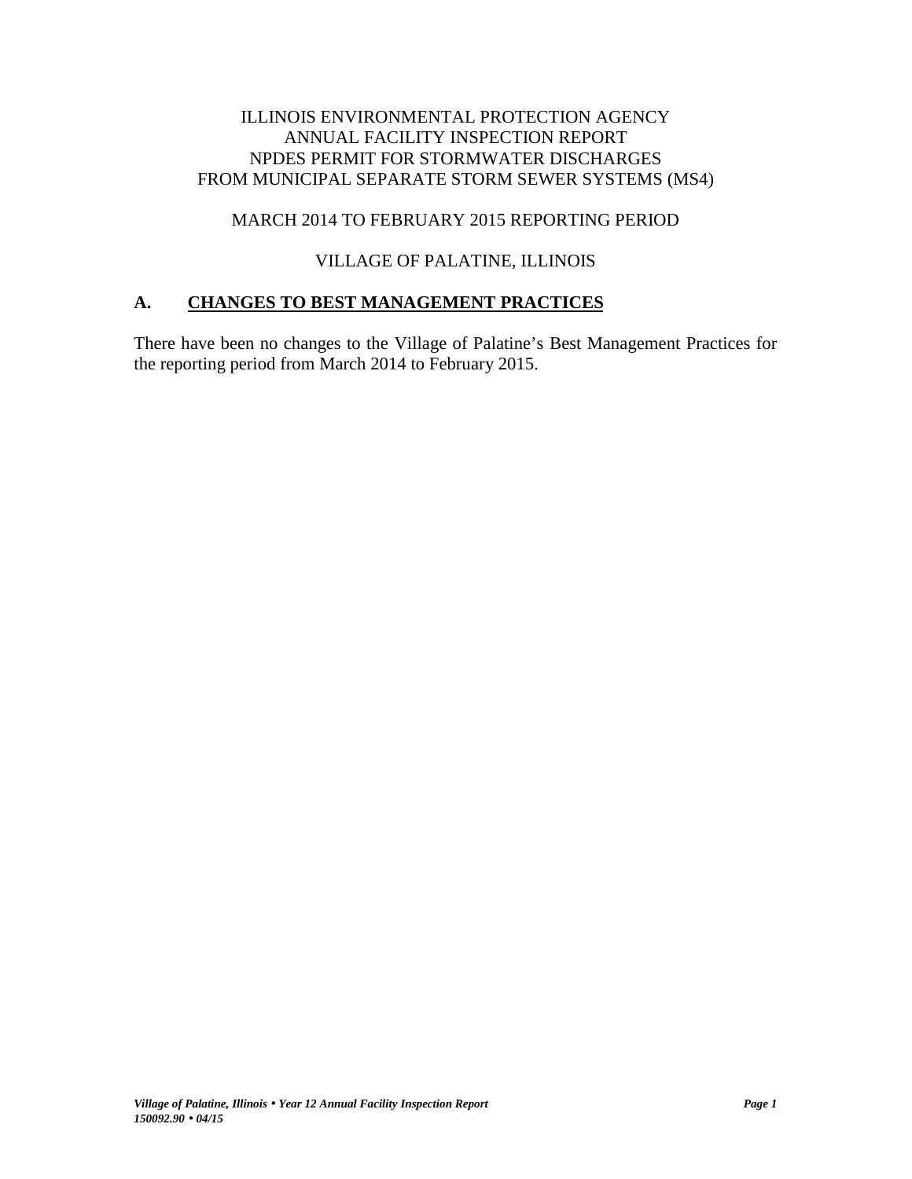ILLINOIS ENVIRONMENTAL PROTECTION AGENCY
ANNUAL FACILITY INSPECTION REPORT
NPDES PERMIT FOR STORMWATER DISCHARGES
FROM MUNICIPAL SEPARATE STORM SEWER SYSTEMS (MS4)

MARCH 2014 TO FEBRUARY 2015 REPORTING PERIOD

VILLAGE OF PALATINE, ILLINOIS

## A. CHANGES TO BEST MANAGEMENT PRACTICES

There have been no changes to the Village of Palatine's Best Management Practices for the reporting period from March 2014 to February 2015.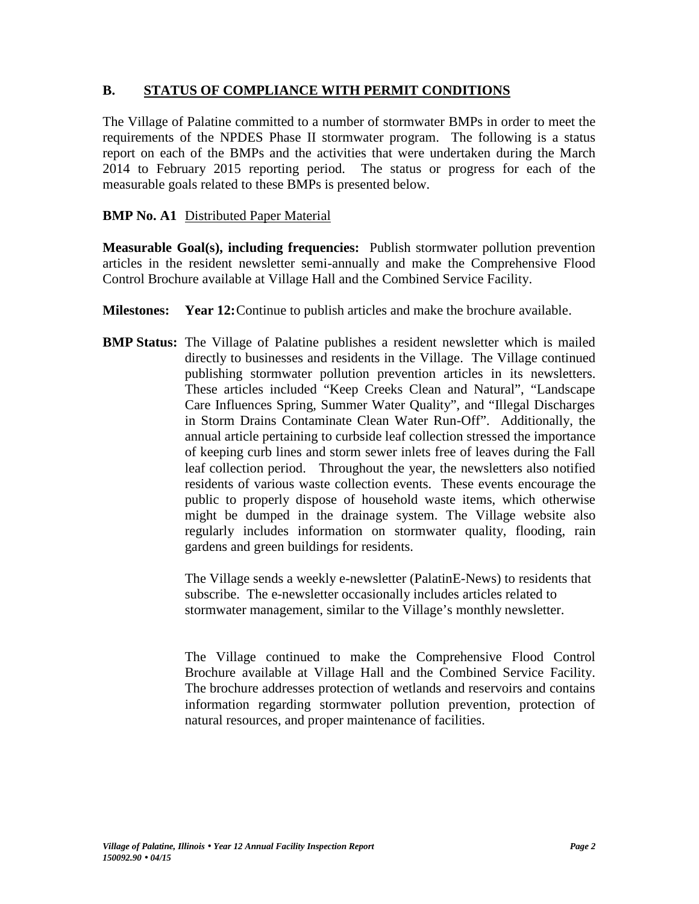## B. STATUS OF COMPLIANCE WITH PERMIT CONDITIONS

The Village of Palatine committed to a number of stormwater BMPs in order to meet the requirements of the NPDES Phase II stormwater program. The following is a status report on each of the BMPs and the activities that were undertaken during the March 2014 to February 2015 reporting period. The status or progress for each of the measurable goals related to these BMPs is presented below.

**BMP No. A1** Distributed Paper Material

**Measurable Goal(s), including frequencies:** Publish stormwater pollution prevention articles in the resident newsletter semi-annually and make the Comprehensive Flood Control Brochure available at Village Hall and the Combined Service Facility.

**Milestones:** **Year 12:** Continue to publish articles and make the brochure available.

**BMP Status:** The Village of Palatine publishes a resident newsletter which is mailed directly to businesses and residents in the Village. The Village continued publishing stormwater pollution prevention articles in its newsletters. These articles included "Keep Creeks Clean and Natural", "Landscape Care Influences Spring, Summer Water Quality", and "Illegal Discharges in Storm Drains Contaminate Clean Water Run-Off". Additionally, the annual article pertaining to curbside leaf collection stressed the importance of keeping curb lines and storm sewer inlets free of leaves during the Fall leaf collection period. Throughout the year, the newsletters also notified residents of various waste collection events. These events encourage the public to properly dispose of household waste items, which otherwise might be dumped in the drainage system. The Village website also regularly includes information on stormwater quality, flooding, rain gardens and green buildings for residents.

The Village sends a weekly e-newsletter (PalatinE-News) to residents that subscribe. The e-newsletter occasionally includes articles related to stormwater management, similar to the Village's monthly newsletter.

The Village continued to make the Comprehensive Flood Control Brochure available at Village Hall and the Combined Service Facility. The brochure addresses protection of wetlands and reservoirs and contains information regarding stormwater pollution prevention, protection of natural resources, and proper maintenance of facilities.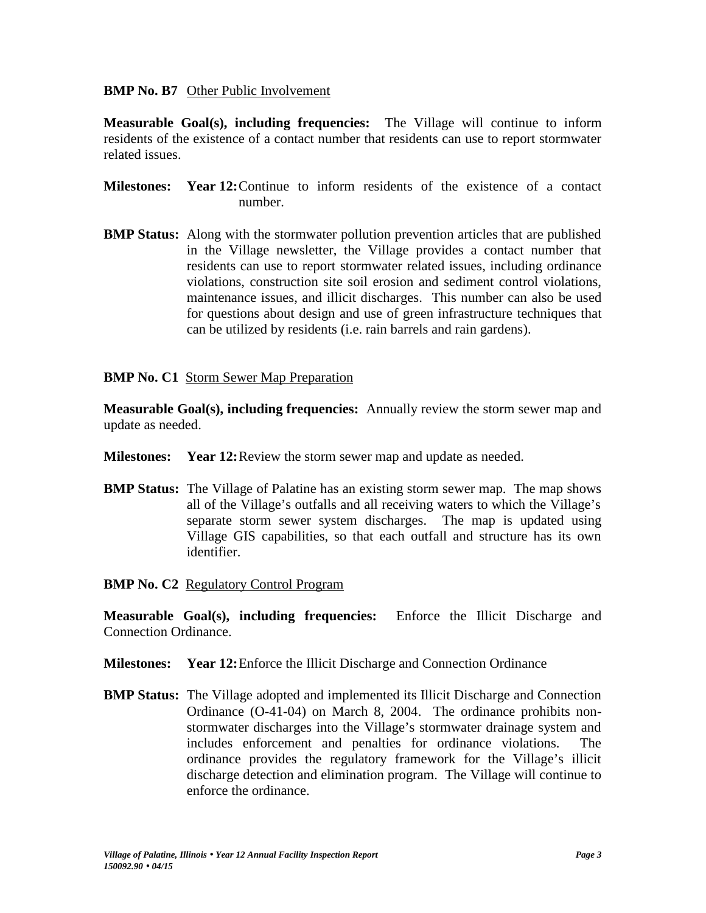**BMP No. B7** Other Public Involvement

**Measurable Goal(s), including frequencies:** The Village will continue to inform residents of the existence of a contact number that residents can use to report stormwater related issues.

**Milestones:** **Year 12:** Continue to inform residents of the existence of a contact number.

**BMP Status:** Along with the stormwater pollution prevention articles that are published in the Village newsletter, the Village provides a contact number that residents can use to report stormwater related issues, including ordinance violations, construction site soil erosion and sediment control violations, maintenance issues, and illicit discharges. This number can also be used for questions about design and use of green infrastructure techniques that can be utilized by residents (i.e. rain barrels and rain gardens).

**BMP No. C1** Storm Sewer Map Preparation

**Measurable Goal(s), including frequencies:** Annually review the storm sewer map and update as needed.

**Milestones:** **Year 12:** Review the storm sewer map and update as needed.

**BMP Status:** The Village of Palatine has an existing storm sewer map. The map shows all of the Village's outfalls and all receiving waters to which the Village's separate storm sewer system discharges. The map is updated using Village GIS capabilities, so that each outfall and structure has its own identifier.

**BMP No. C2** Regulatory Control Program

**Measurable Goal(s), including frequencies:** Enforce the Illicit Discharge and Connection Ordinance.

**Milestones:** **Year 12:** Enforce the Illicit Discharge and Connection Ordinance

**BMP Status:** The Village adopted and implemented its Illicit Discharge and Connection Ordinance (O-41-04) on March 8, 2004. The ordinance prohibits non-stormwater discharges into the Village's stormwater drainage system and includes enforcement and penalties for ordinance violations. The ordinance provides the regulatory framework for the Village's illicit discharge detection and elimination program. The Village will continue to enforce the ordinance.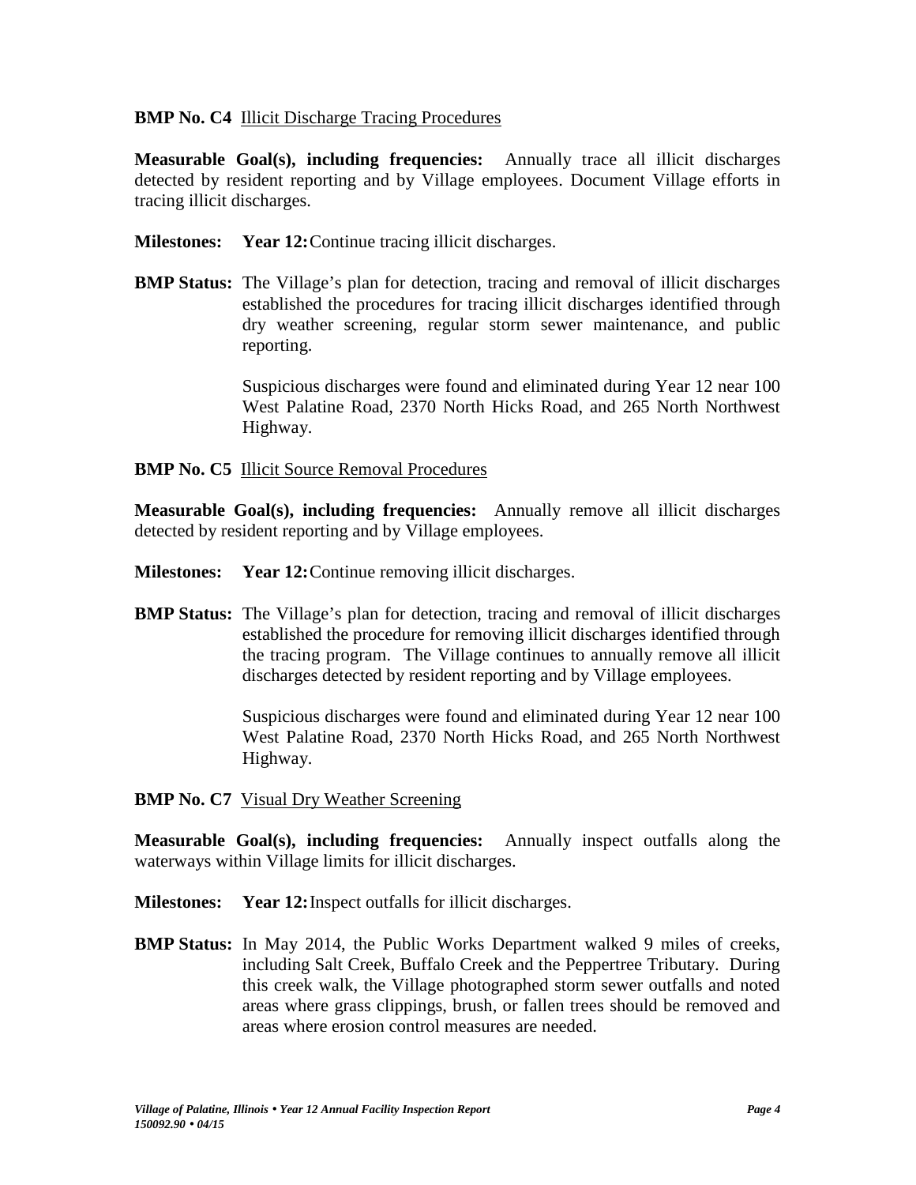**BMP No. C4** Illicit Discharge Tracing Procedures

**Measurable Goal(s), including frequencies:** Annually trace all illicit discharges detected by resident reporting and by Village employees. Document Village efforts in tracing illicit discharges.

**Milestones:** **Year 12:** Continue tracing illicit discharges.

**BMP Status:** The Village's plan for detection, tracing and removal of illicit discharges established the procedures for tracing illicit discharges identified through dry weather screening, regular storm sewer maintenance, and public reporting.

Suspicious discharges were found and eliminated during Year 12 near 100 West Palatine Road, 2370 North Hicks Road, and 265 North Northwest Highway.

**BMP No. C5** Illicit Source Removal Procedures

**Measurable Goal(s), including frequencies:** Annually remove all illicit discharges detected by resident reporting and by Village employees.

**Milestones:** **Year 12:** Continue removing illicit discharges.

**BMP Status:** The Village's plan for detection, tracing and removal of illicit discharges established the procedure for removing illicit discharges identified through the tracing program. The Village continues to annually remove all illicit discharges detected by resident reporting and by Village employees.

Suspicious discharges were found and eliminated during Year 12 near 100 West Palatine Road, 2370 North Hicks Road, and 265 North Northwest Highway.

**BMP No. C7** Visual Dry Weather Screening

**Measurable Goal(s), including frequencies:** Annually inspect outfalls along the waterways within Village limits for illicit discharges.

**Milestones:** **Year 12:** Inspect outfalls for illicit discharges.

**BMP Status:** In May 2014, the Public Works Department walked 9 miles of creeks, including Salt Creek, Buffalo Creek and the Peppertree Tributary. During this creek walk, the Village photographed storm sewer outfalls and noted areas where grass clippings, brush, or fallen trees should be removed and areas where erosion control measures are needed.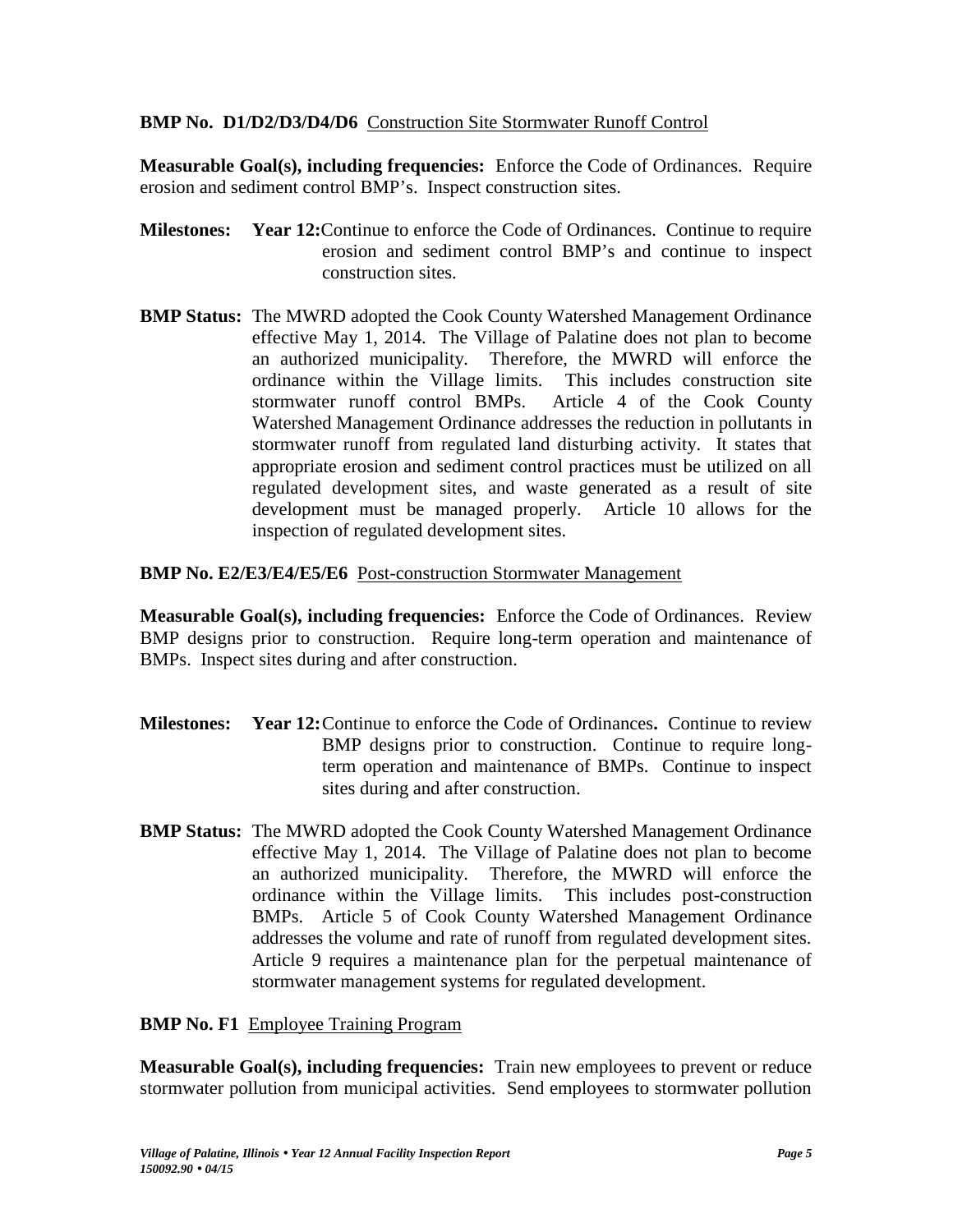**BMP No. D1/D2/D3/D4/D6** Construction Site Stormwater Runoff Control

**Measurable Goal(s), including frequencies:** Enforce the Code of Ordinances. Require erosion and sediment control BMP's. Inspect construction sites.

**Milestones:** **Year 12:** Continue to enforce the Code of Ordinances. Continue to require erosion and sediment control BMP's and continue to inspect construction sites.

**BMP Status:** The MWRD adopted the Cook County Watershed Management Ordinance effective May 1, 2014. The Village of Palatine does not plan to become an authorized municipality. Therefore, the MWRD will enforce the ordinance within the Village limits. This includes construction site stormwater runoff control BMPs. Article 4 of the Cook County Watershed Management Ordinance addresses the reduction in pollutants in stormwater runoff from regulated land disturbing activity. It states that appropriate erosion and sediment control practices must be utilized on all regulated development sites, and waste generated as a result of site development must be managed properly. Article 10 allows for the inspection of regulated development sites.

**BMP No. E2/E3/E4/E5/E6** Post-construction Stormwater Management

**Measurable Goal(s), including frequencies:** Enforce the Code of Ordinances. Review BMP designs prior to construction. Require long-term operation and maintenance of BMPs. Inspect sites during and after construction.

**Milestones:** **Year 12:** Continue to enforce the Code of Ordinances**.** Continue to review BMP designs prior to construction. Continue to require long-term operation and maintenance of BMPs. Continue to inspect sites during and after construction.

**BMP Status:** The MWRD adopted the Cook County Watershed Management Ordinance effective May 1, 2014. The Village of Palatine does not plan to become an authorized municipality. Therefore, the MWRD will enforce the ordinance within the Village limits. This includes post-construction BMPs. Article 5 of Cook County Watershed Management Ordinance addresses the volume and rate of runoff from regulated development sites. Article 9 requires a maintenance plan for the perpetual maintenance of stormwater management systems for regulated development.

**BMP No. F1** Employee Training Program

**Measurable Goal(s), including frequencies:** Train new employees to prevent or reduce stormwater pollution from municipal activities. Send employees to stormwater pollution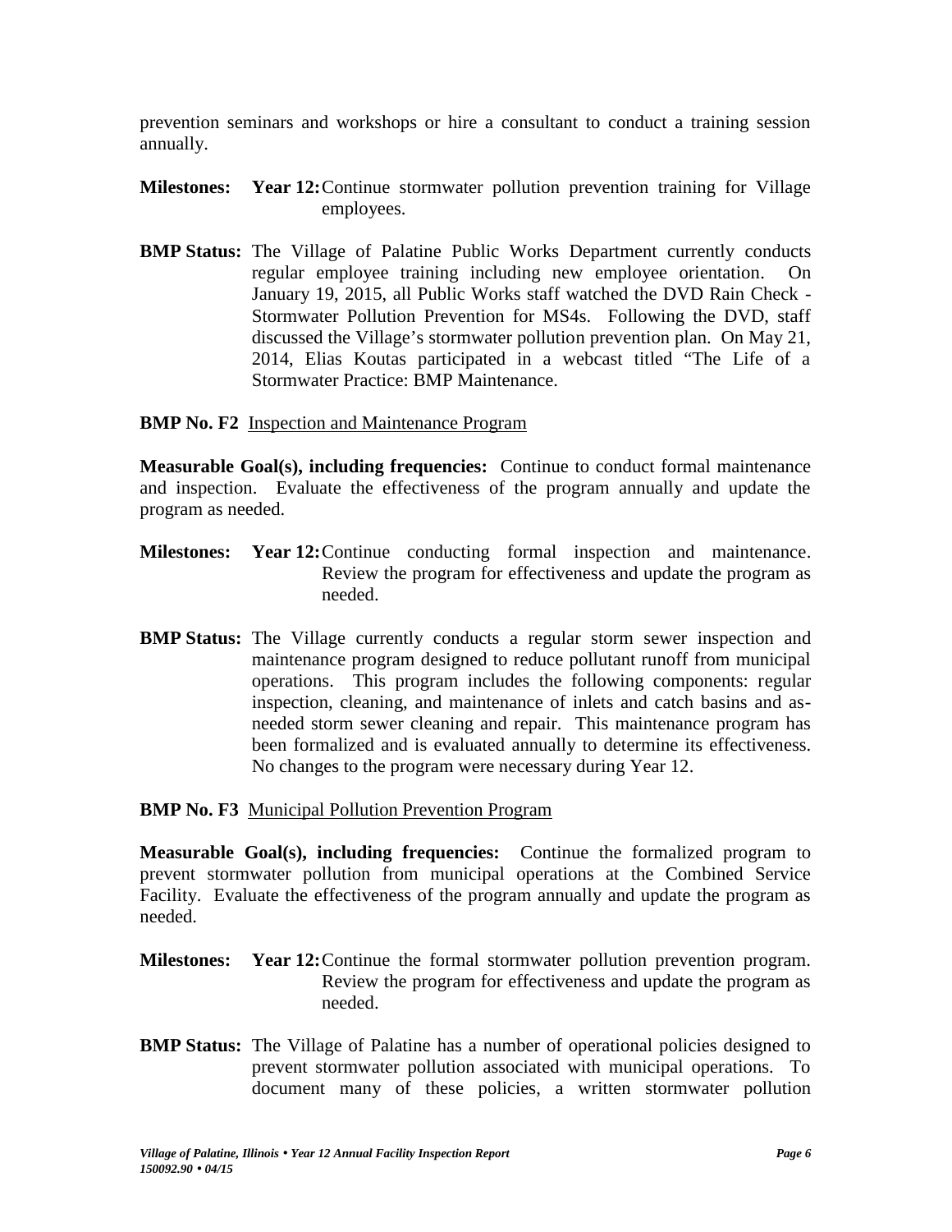prevention seminars and workshops or hire a consultant to conduct a training session annually.

**Milestones:** **Year 12:** Continue stormwater pollution prevention training for Village employees.

**BMP Status:** The Village of Palatine Public Works Department currently conducts regular employee training including new employee orientation. On January 19, 2015, all Public Works staff watched the DVD Rain Check - Stormwater Pollution Prevention for MS4s. Following the DVD, staff discussed the Village's stormwater pollution prevention plan. On May 21, 2014, Elias Koutas participated in a webcast titled "The Life of a Stormwater Practice: BMP Maintenance.

**BMP No. F2** Inspection and Maintenance Program

**Measurable Goal(s), including frequencies:** Continue to conduct formal maintenance and inspection. Evaluate the effectiveness of the program annually and update the program as needed.

**Milestones:** **Year 12:** Continue conducting formal inspection and maintenance. Review the program for effectiveness and update the program as needed.

**BMP Status:** The Village currently conducts a regular storm sewer inspection and maintenance program designed to reduce pollutant runoff from municipal operations. This program includes the following components: regular inspection, cleaning, and maintenance of inlets and catch basins and as-needed storm sewer cleaning and repair. This maintenance program has been formalized and is evaluated annually to determine its effectiveness. No changes to the program were necessary during Year 12.

**BMP No. F3** Municipal Pollution Prevention Program

**Measurable Goal(s), including frequencies:** Continue the formalized program to prevent stormwater pollution from municipal operations at the Combined Service Facility. Evaluate the effectiveness of the program annually and update the program as needed.

**Milestones:** **Year 12:** Continue the formal stormwater pollution prevention program. Review the program for effectiveness and update the program as needed.

**BMP Status:** The Village of Palatine has a number of operational policies designed to prevent stormwater pollution associated with municipal operations. To document many of these policies, a written stormwater pollution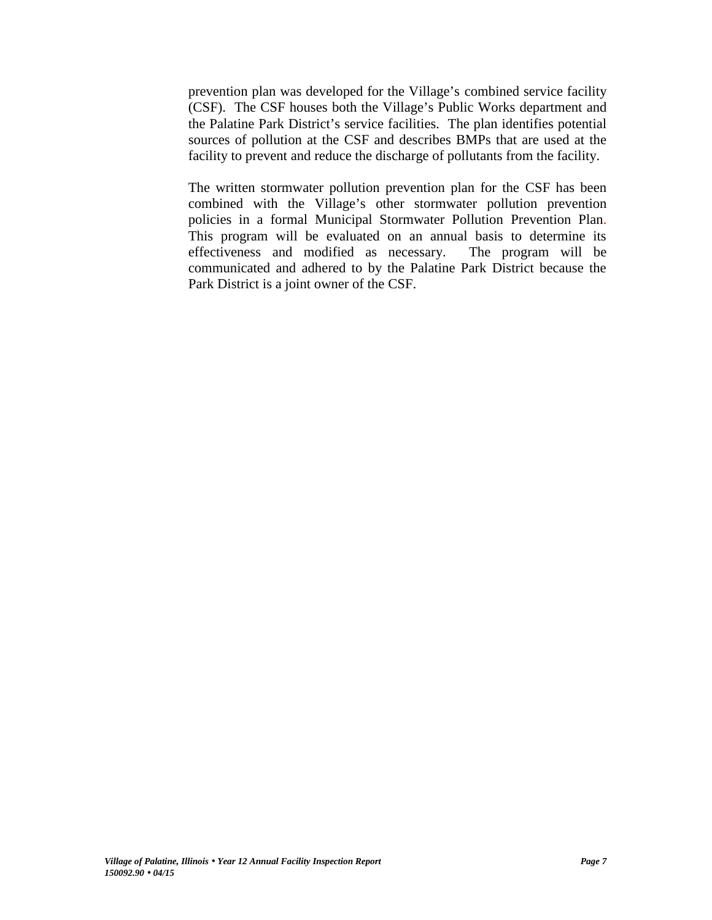prevention plan was developed for the Village's combined service facility (CSF). The CSF houses both the Village's Public Works department and the Palatine Park District's service facilities. The plan identifies potential sources of pollution at the CSF and describes BMPs that are used at the facility to prevent and reduce the discharge of pollutants from the facility.

The written stormwater pollution prevention plan for the CSF has been combined with the Village's other stormwater pollution prevention policies in a formal Municipal Stormwater Pollution Prevention Plan. This program will be evaluated on an annual basis to determine its effectiveness and modified as necessary. The program will be communicated and adhered to by the Palatine Park District because the Park District is a joint owner of the CSF.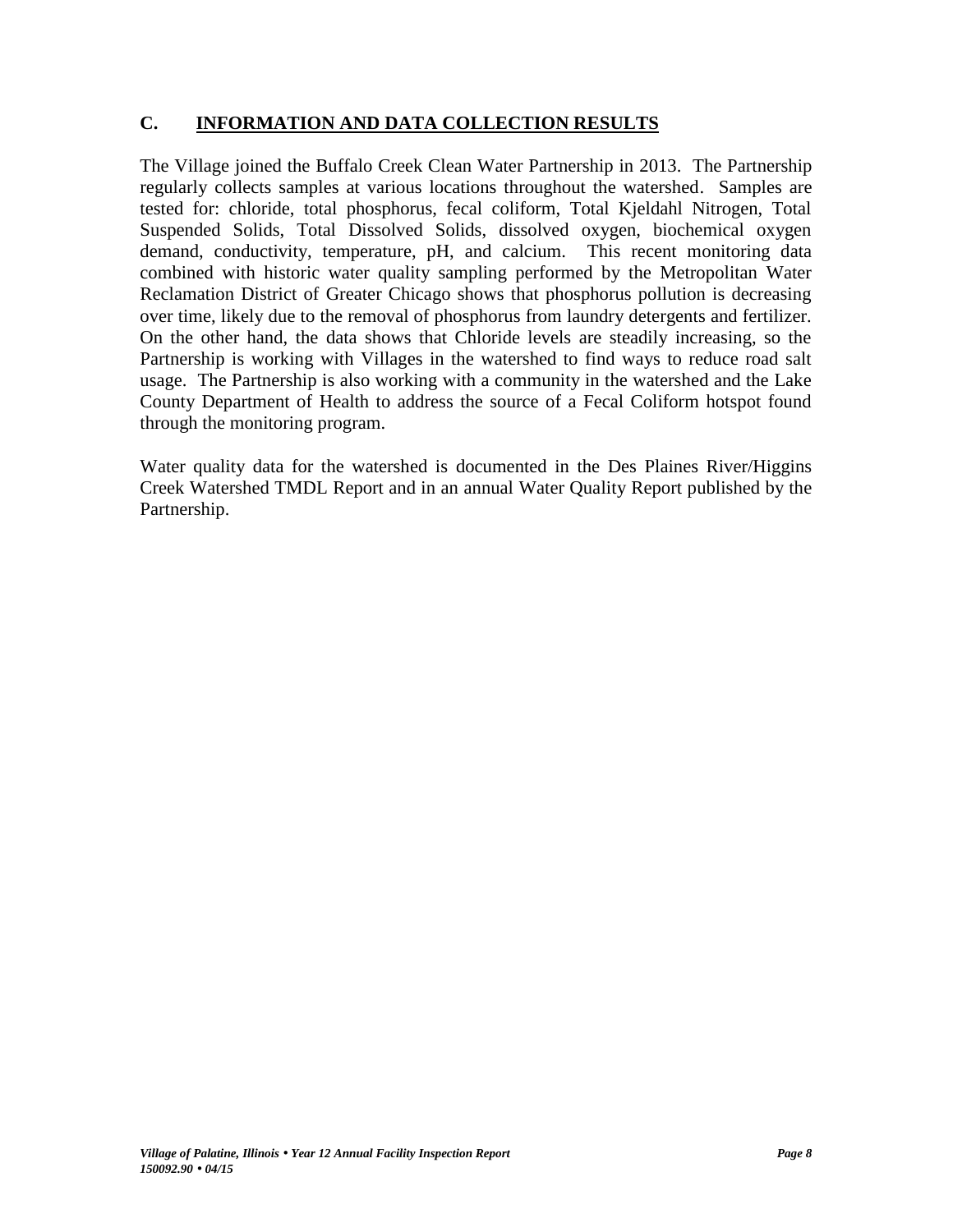## C. INFORMATION AND DATA COLLECTION RESULTS

The Village joined the Buffalo Creek Clean Water Partnership in 2013. The Partnership regularly collects samples at various locations throughout the watershed. Samples are tested for: chloride, total phosphorus, fecal coliform, Total Kjeldahl Nitrogen, Total Suspended Solids, Total Dissolved Solids, dissolved oxygen, biochemical oxygen demand, conductivity, temperature, pH, and calcium. This recent monitoring data combined with historic water quality sampling performed by the Metropolitan Water Reclamation District of Greater Chicago shows that phosphorus pollution is decreasing over time, likely due to the removal of phosphorus from laundry detergents and fertilizer. On the other hand, the data shows that Chloride levels are steadily increasing, so the Partnership is working with Villages in the watershed to find ways to reduce road salt usage. The Partnership is also working with a community in the watershed and the Lake County Department of Health to address the source of a Fecal Coliform hotspot found through the monitoring program.

Water quality data for the watershed is documented in the Des Plaines River/Higgins Creek Watershed TMDL Report and in an annual Water Quality Report published by the Partnership.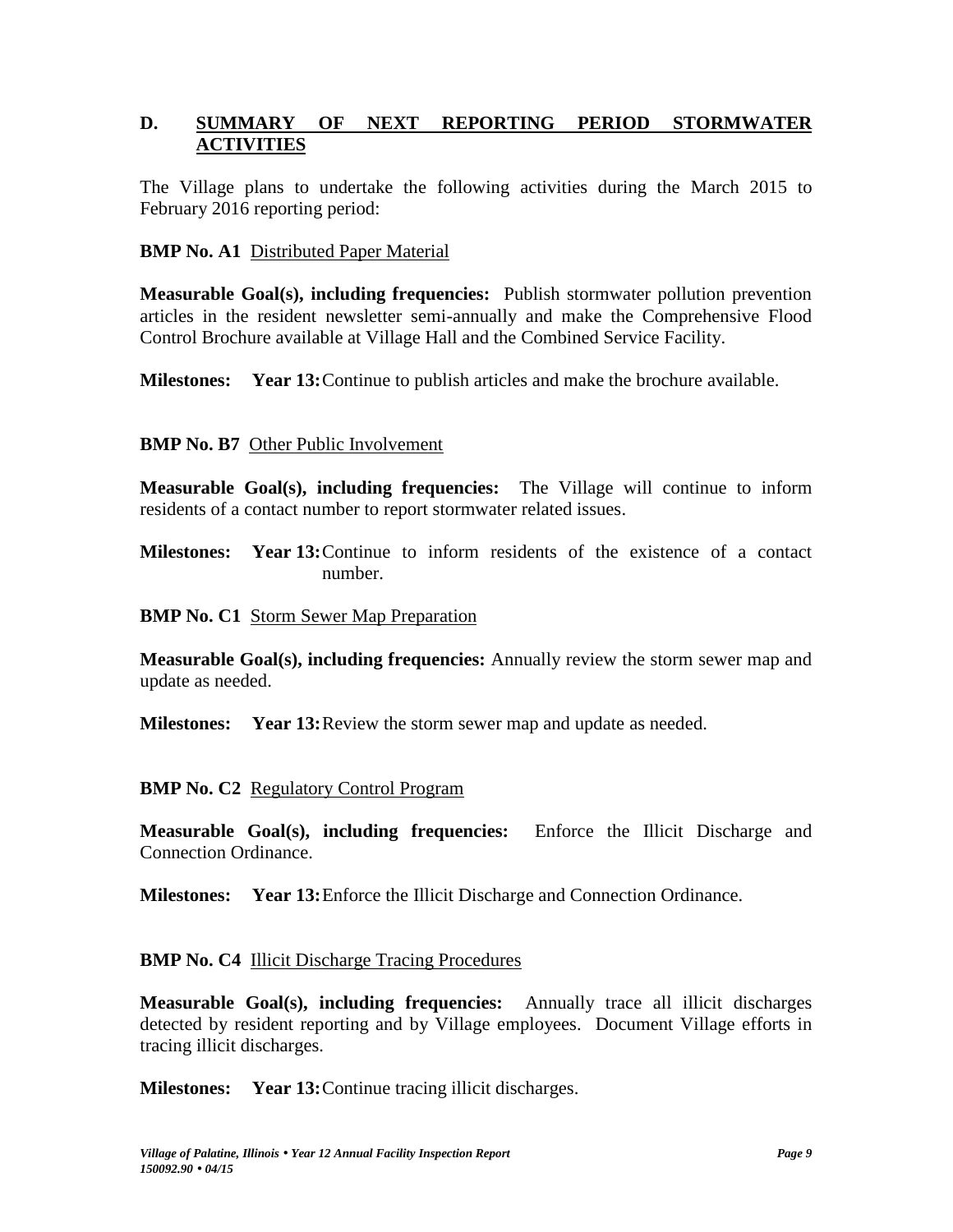## D. <u>SUMMARY OF NEXT REPORTING PERIOD STORMWATER ACTIVITIES</u>

The Village plans to undertake the following activities during the March 2015 to February 2016 reporting period:

**BMP No. A1** <u>Distributed Paper Material</u>

**Measurable Goal(s), including frequencies:** Publish stormwater pollution prevention articles in the resident newsletter semi-annually and make the Comprehensive Flood Control Brochure available at Village Hall and the Combined Service Facility.

**Milestones:** **Year 13:** Continue to publish articles and make the brochure available.

**BMP No. B7** <u>Other Public Involvement</u>

**Measurable Goal(s), including frequencies:** The Village will continue to inform residents of a contact number to report stormwater related issues.

**Milestones:** **Year 13:** Continue to inform residents of the existence of a contact number.

**BMP No. C1** <u>Storm Sewer Map Preparation</u>

**Measurable Goal(s), including frequencies:** Annually review the storm sewer map and update as needed.

**Milestones:** **Year 13:** Review the storm sewer map and update as needed.

**BMP No. C2** <u>Regulatory Control Program</u>

**Measurable Goal(s), including frequencies:** Enforce the Illicit Discharge and Connection Ordinance.

**Milestones:** **Year 13:** Enforce the Illicit Discharge and Connection Ordinance.

**BMP No. C4** <u>Illicit Discharge Tracing Procedures</u>

**Measurable Goal(s), including frequencies:** Annually trace all illicit discharges detected by resident reporting and by Village employees. Document Village efforts in tracing illicit discharges.

**Milestones:** **Year 13:** Continue tracing illicit discharges.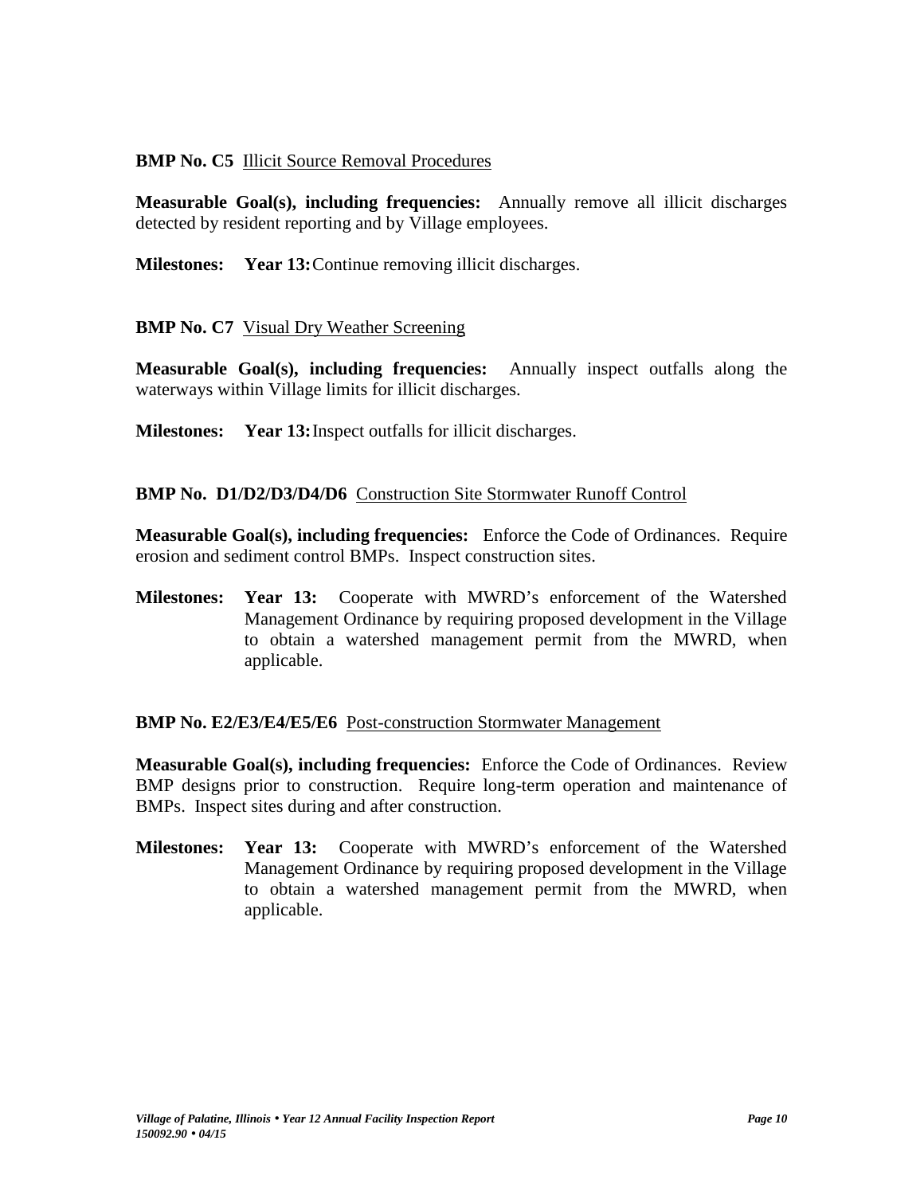**BMP No. C5** Illicit Source Removal Procedures

**Measurable Goal(s), including frequencies:** Annually remove all illicit discharges detected by resident reporting and by Village employees.

**Milestones:** **Year 13:** Continue removing illicit discharges.

**BMP No. C7** Visual Dry Weather Screening

**Measurable Goal(s), including frequencies:** Annually inspect outfalls along the waterways within Village limits for illicit discharges.

**Milestones:** **Year 13:** Inspect outfalls for illicit discharges.

**BMP No. D1/D2/D3/D4/D6** Construction Site Stormwater Runoff Control

**Measurable Goal(s), including frequencies:** Enforce the Code of Ordinances. Require erosion and sediment control BMPs. Inspect construction sites.

**Milestones:** **Year 13:** Cooperate with MWRD's enforcement of the Watershed Management Ordinance by requiring proposed development in the Village to obtain a watershed management permit from the MWRD, when applicable.

**BMP No. E2/E3/E4/E5/E6** Post-construction Stormwater Management

**Measurable Goal(s), including frequencies:** Enforce the Code of Ordinances. Review BMP designs prior to construction. Require long-term operation and maintenance of BMPs. Inspect sites during and after construction.

**Milestones:** **Year 13:** Cooperate with MWRD's enforcement of the Watershed Management Ordinance by requiring proposed development in the Village to obtain a watershed management permit from the MWRD, when applicable.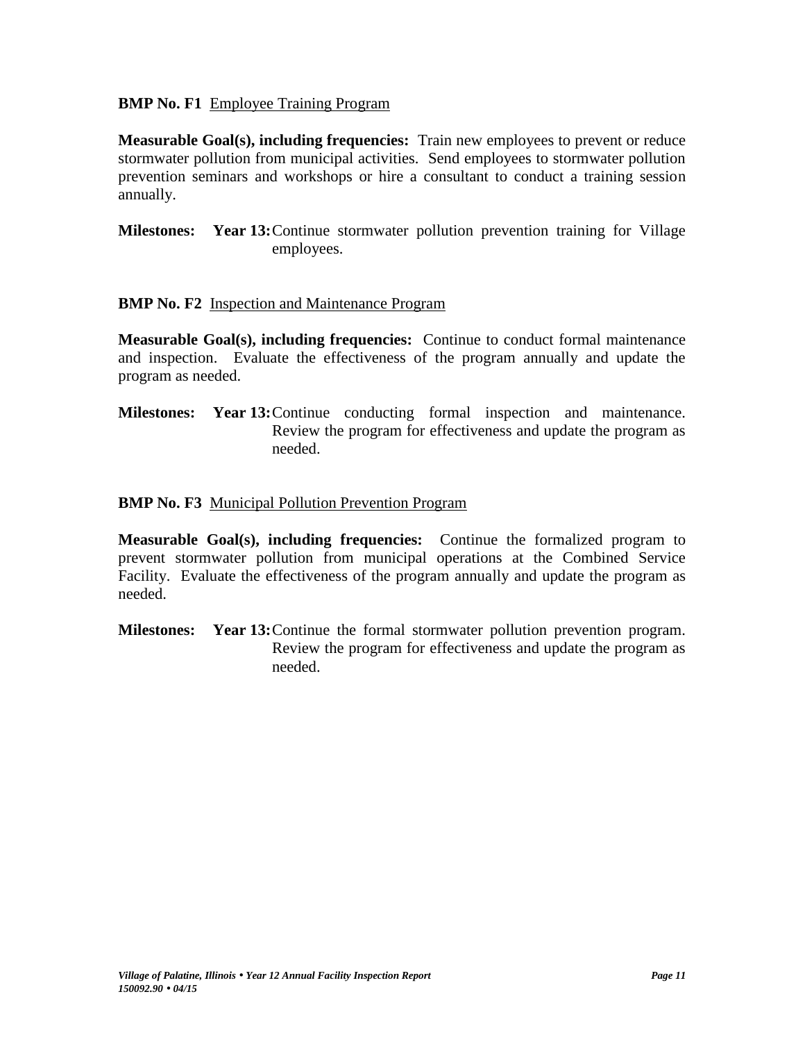**BMP No. F1** Employee Training Program

**Measurable Goal(s), including frequencies:** Train new employees to prevent or reduce stormwater pollution from municipal activities. Send employees to stormwater pollution prevention seminars and workshops or hire a consultant to conduct a training session annually.

**Milestones:** **Year 13:** Continue stormwater pollution prevention training for Village employees.

**BMP No. F2** Inspection and Maintenance Program

**Measurable Goal(s), including frequencies:** Continue to conduct formal maintenance and inspection. Evaluate the effectiveness of the program annually and update the program as needed.

**Milestones:** **Year 13:** Continue conducting formal inspection and maintenance. Review the program for effectiveness and update the program as needed.

**BMP No. F3** Municipal Pollution Prevention Program

**Measurable Goal(s), including frequencies:** Continue the formalized program to prevent stormwater pollution from municipal operations at the Combined Service Facility. Evaluate the effectiveness of the program annually and update the program as needed.

**Milestones:** **Year 13:** Continue the formal stormwater pollution prevention program. Review the program for effectiveness and update the program as needed.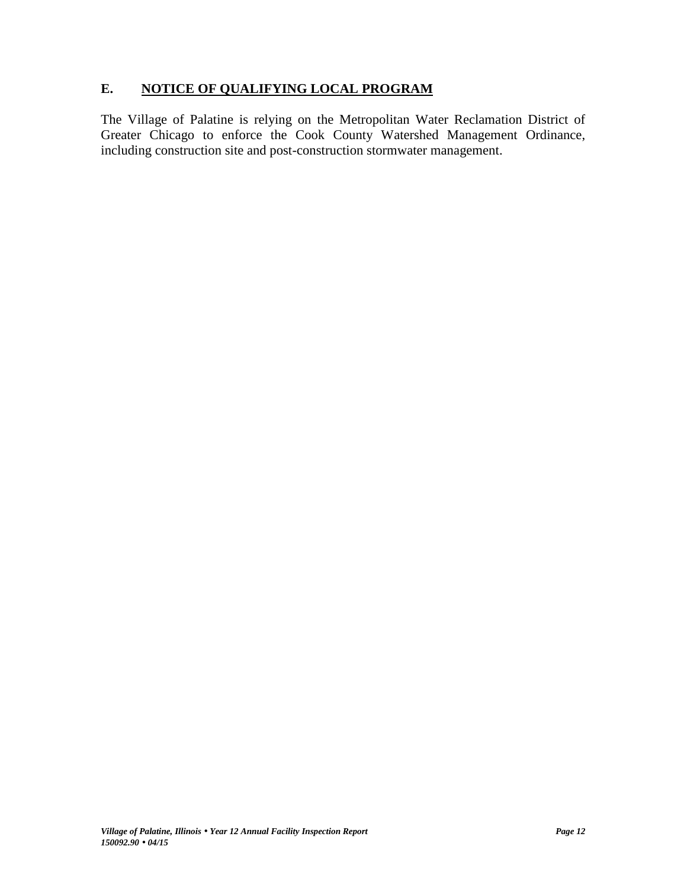## E. NOTICE OF QUALIFYING LOCAL PROGRAM

The Village of Palatine is relying on the Metropolitan Water Reclamation District of Greater Chicago to enforce the Cook County Watershed Management Ordinance, including construction site and post-construction stormwater management.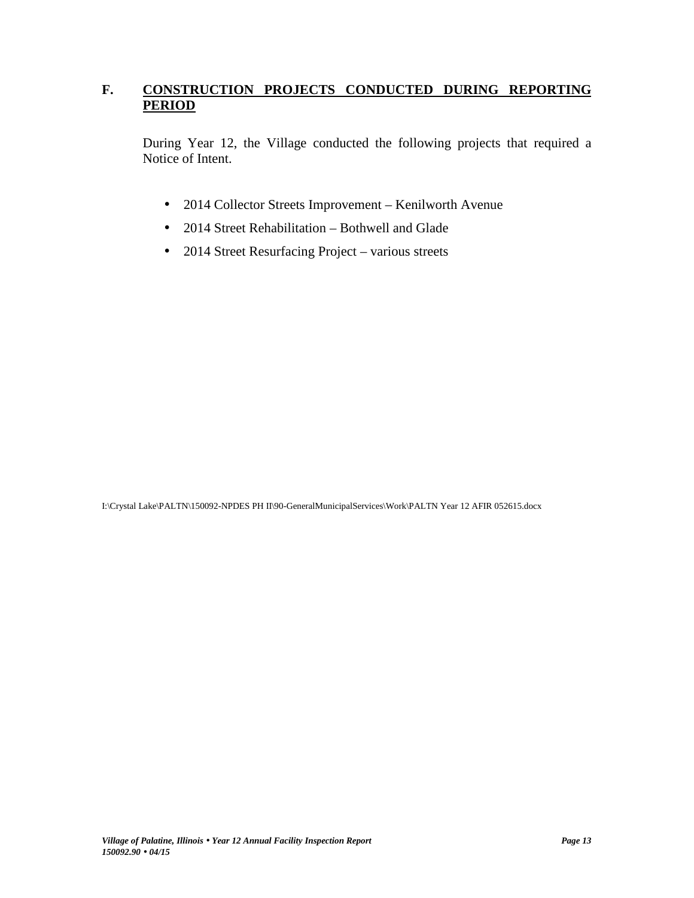## F. CONSTRUCTION PROJECTS CONDUCTED DURING REPORTING PERIOD

During Year 12, the Village conducted the following projects that required a Notice of Intent.

- 2014 Collector Streets Improvement – Kenilworth Avenue
- 2014 Street Rehabilitation – Bothwell and Glade
- 2014 Street Resurfacing Project – various streets

I:\Crystal Lake\PALTN\150092-NPDES PH II\90-GeneralMunicipalServices\Work\PALTN Year 12 AFIR 052615.docx